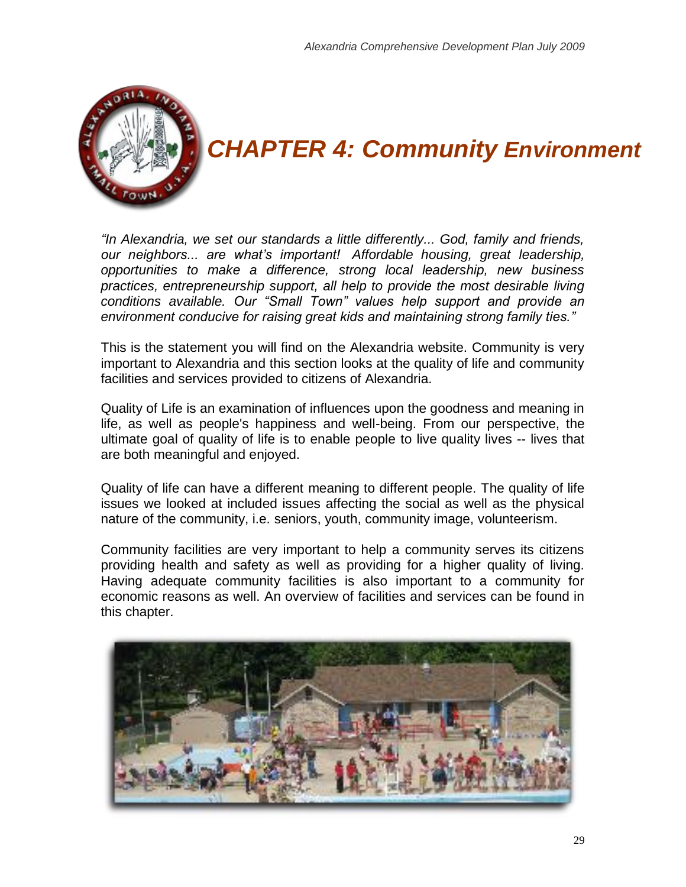# *CHAPTER 4: Community Environment*

*"In Alexandria, we set our standards a little differently... God, family and friends, our neighbors... are what's important! Affordable housing, great leadership, opportunities to make a difference, strong local leadership, new business practices, entrepreneurship support, all help to provide the most desirable living conditions available. Our "Small Town" values help support and provide an environment conducive for raising great kids and maintaining strong family ties."*

This is the statement you will find on the Alexandria website. Community is very important to Alexandria and this section looks at the quality of life and community facilities and services provided to citizens of Alexandria.

Quality of Life is an examination of influences upon the goodness and meaning in life, as well as people's happiness and well-being. From our perspective, the ultimate goal of quality of life is to enable people to live quality lives -- lives that are both meaningful and enjoyed.

Quality of life can have a different meaning to different people. The quality of life issues we looked at included issues affecting the social as well as the physical nature of the community, i.e. seniors, youth, community image, volunteerism.

Community facilities are very important to help a community serves its citizens providing health and safety as well as providing for a higher quality of living. Having adequate community facilities is also important to a community for economic reasons as well. An overview of facilities and services can be found in this chapter.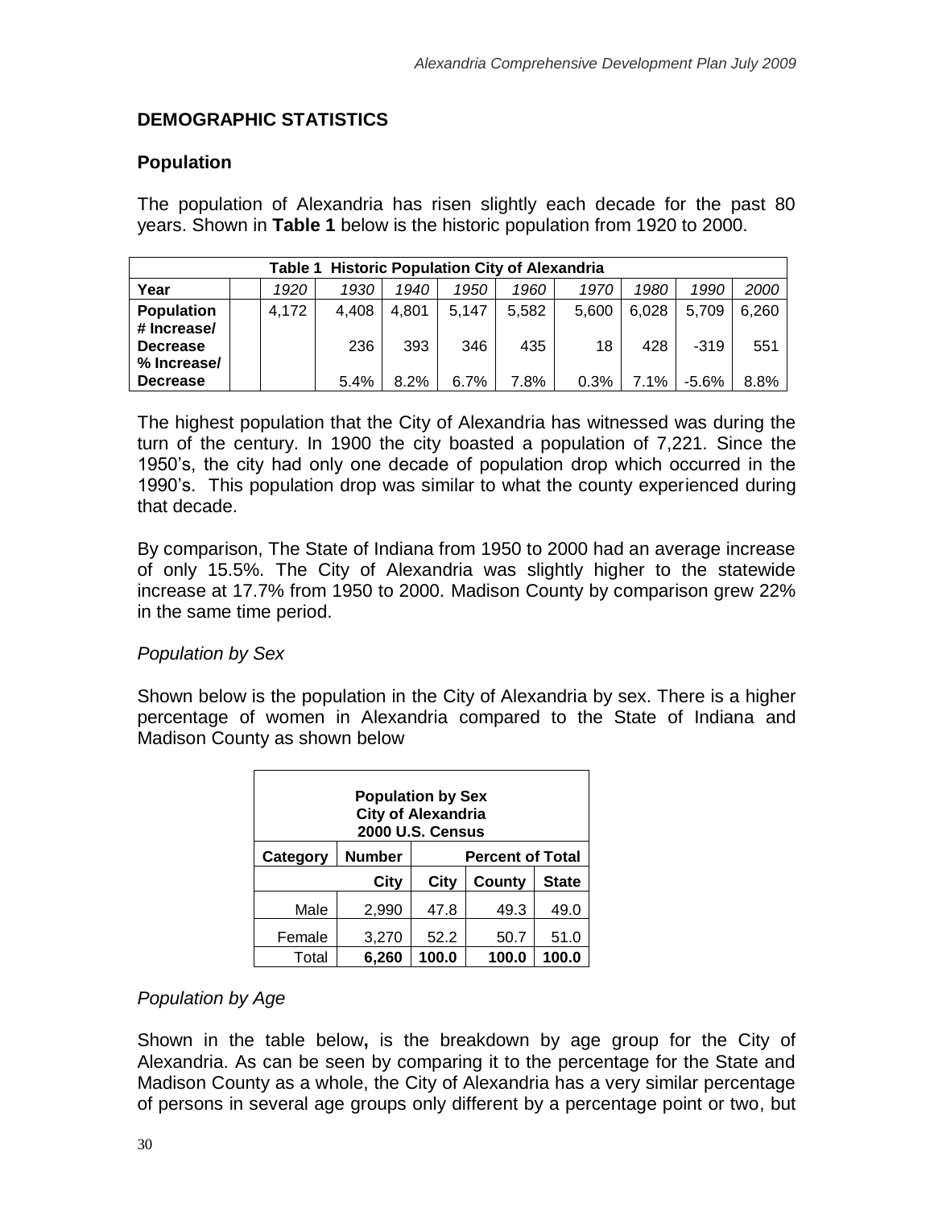## DEMOGRAPHIC STATISTICS

### Population

The population of Alexandria has risen slightly each decade for the past 80 years. Shown in **Table 1** below is the historic population from 1920 to 2000.

| **Table 1 Historic Population City of Alexandria** | | | | | | | | | |
|---|---|---|---|---|---|---|---|---|---|
| **Year** | *1920* | *1930* | *1940* | *1950* | *1960* | *1970* | *1980* | *1990* | *2000* |
| **Population** | 4,172 | 4,408 | 4,801 | 5,147 | 5,582 | 5,600 | 6,028 | 5,709 | 6,260 |
| **# Increase/ Decrease** | | 236 | 393 | 346 | 435 | 18 | 428 | -319 | 551 |
| **% Increase/ Decrease** | | 5.4% | 8.2% | 6.7% | 7.8% | 0.3% | 7.1% | -5.6% | 8.8% |

The highest population that the City of Alexandria has witnessed was during the turn of the century. In 1900 the city boasted a population of 7,221. Since the 1950's, the city had only one decade of population drop which occurred in the 1990's. This population drop was similar to what the county experienced during that decade.

By comparison, The State of Indiana from 1950 to 2000 had an average increase of only 15.5%. The City of Alexandria was slightly higher to the statewide increase at 17.7% from 1950 to 2000. Madison County by comparison grew 22% in the same time period.

*Population by Sex*

Shown below is the population in the City of Alexandria by sex. There is a higher percentage of women in Alexandria compared to the State of Indiana and Madison County as shown below

**Population by Sex**
**City of Alexandria**
**2000 U.S. Census**

| Category | Number | Percent of Total | | |
|---|---|---|---|---|
| | City | City | County | State |
| Male | 2,990 | 47.8 | 49.3 | 49.0 |
| Female | 3,270 | 52.2 | 50.7 | 51.0 |
| Total | **6,260** | **100.0** | **100.0** | **100.0** |

*Population by Age*

Shown in the table below**,** is the breakdown by age group for the City of Alexandria. As can be seen by comparing it to the percentage for the State and Madison County as a whole, the City of Alexandria has a very similar percentage of persons in several age groups only different by a percentage point or two, but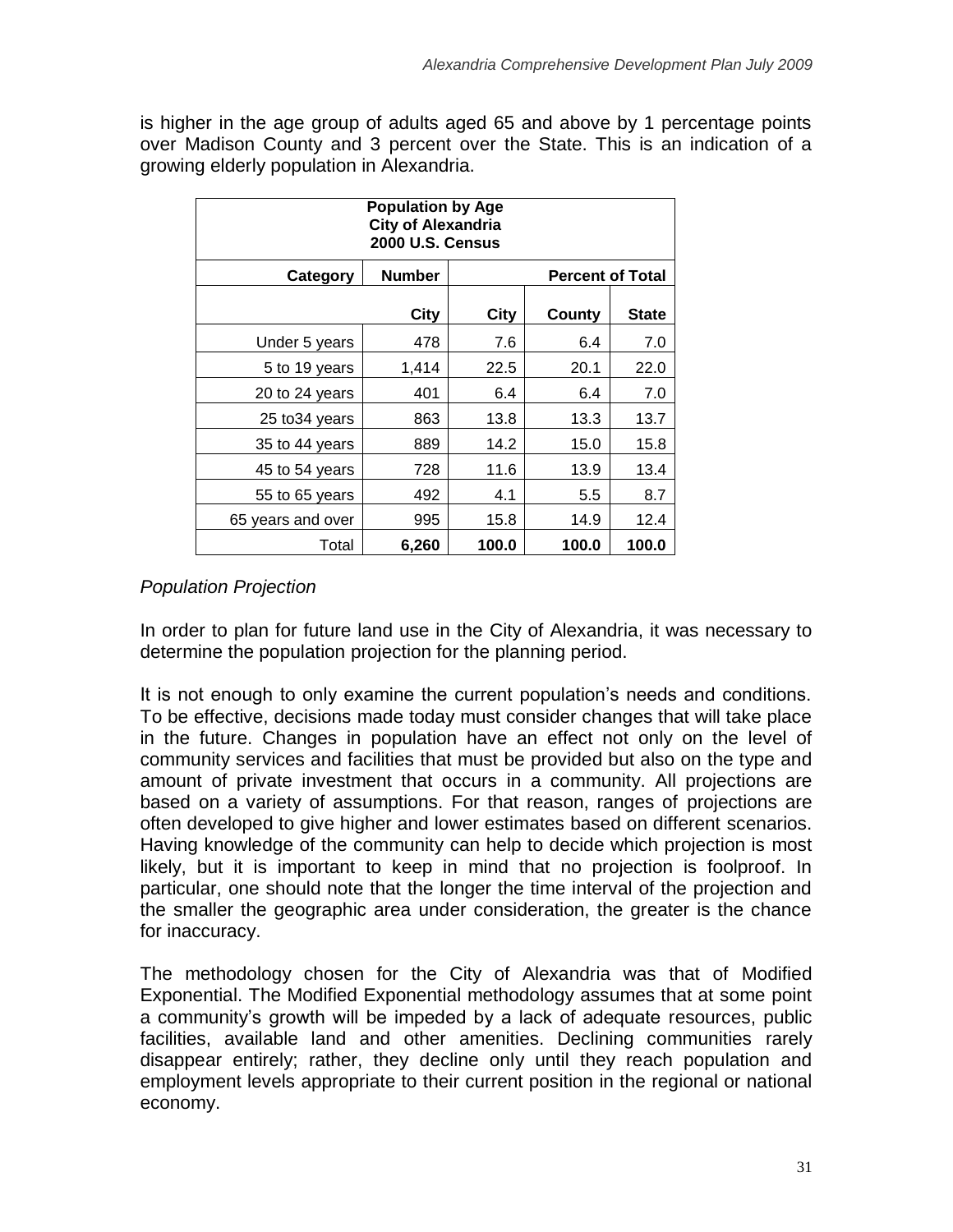is higher in the age group of adults aged 65 and above by 1 percentage points over Madison County and 3 percent over the State. This is an indication of a growing elderly population in Alexandria.

| Population by Age<br>City of Alexandria<br>2000 U.S. Census | | | | |
|---|---|---|---|---|
| **Category** | **Number** | **Percent of Total** | | |
| | **City** | **City** | **County** | **State** |
| Under 5 years | 478 | 7.6 | 6.4 | 7.0 |
| 5 to 19 years | 1,414 | 22.5 | 20.1 | 22.0 |
| 20 to 24 years | 401 | 6.4 | 6.4 | 7.0 |
| 25 to34 years | 863 | 13.8 | 13.3 | 13.7 |
| 35 to 44 years | 889 | 14.2 | 15.0 | 15.8 |
| 45 to 54 years | 728 | 11.6 | 13.9 | 13.4 |
| 55 to 65 years | 492 | 4.1 | 5.5 | 8.7 |
| 65 years and over | 995 | 15.8 | 14.9 | 12.4 |
| Total | **6,260** | **100.0** | **100.0** | **100.0** |

*Population Projection*

In order to plan for future land use in the City of Alexandria, it was necessary to determine the population projection for the planning period.

It is not enough to only examine the current population's needs and conditions. To be effective, decisions made today must consider changes that will take place in the future. Changes in population have an effect not only on the level of community services and facilities that must be provided but also on the type and amount of private investment that occurs in a community. All projections are based on a variety of assumptions. For that reason, ranges of projections are often developed to give higher and lower estimates based on different scenarios. Having knowledge of the community can help to decide which projection is most likely, but it is important to keep in mind that no projection is foolproof. In particular, one should note that the longer the time interval of the projection and the smaller the geographic area under consideration, the greater is the chance for inaccuracy.

The methodology chosen for the City of Alexandria was that of Modified Exponential. The Modified Exponential methodology assumes that at some point a community's growth will be impeded by a lack of adequate resources, public facilities, available land and other amenities. Declining communities rarely disappear entirely; rather, they decline only until they reach population and employment levels appropriate to their current position in the regional or national economy.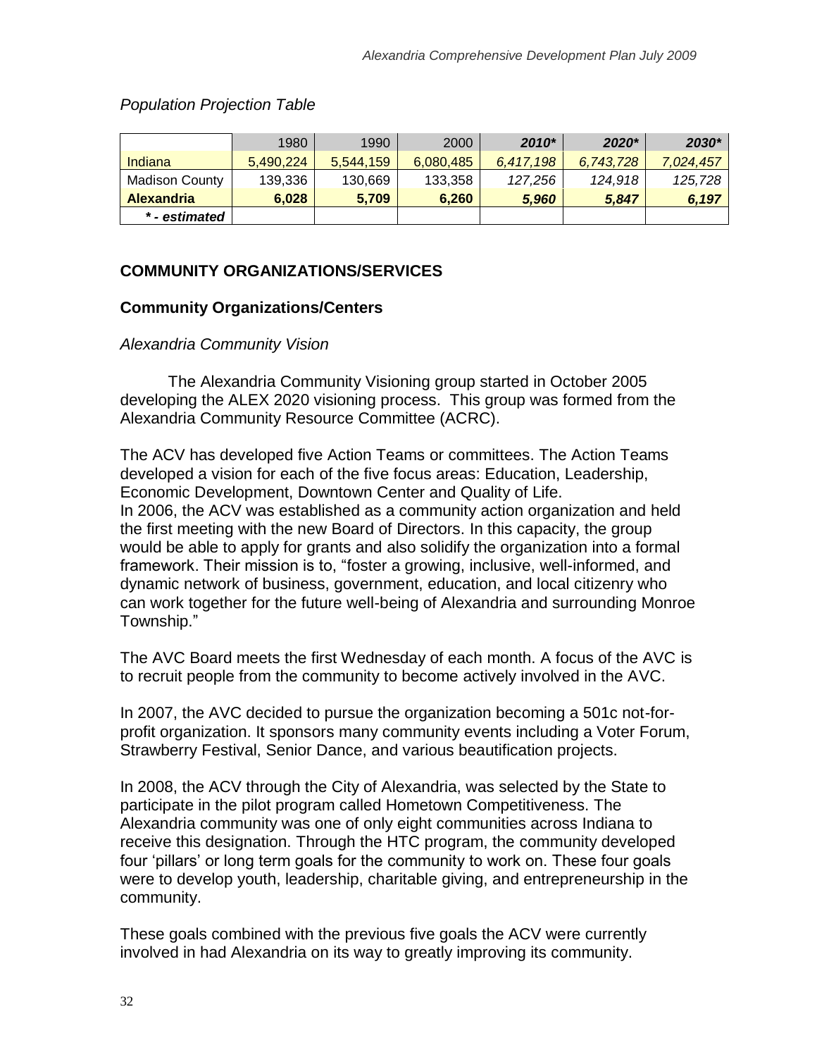*Population Projection Table*

| | 1980 | 1990 | 2000 | ***2010**** | ***2020**** | ***2030**** |
|---|---|---|---|---|---|---|
| Indiana | 5,490,224 | 5,544,159 | 6,080,485 | *6,417,198* | *6,743,728* | *7,024,457* |
| Madison County | 139,336 | 130,669 | 133,358 | *127,256* | *124,918* | *125,728* |
| **Alexandria** | **6,028** | **5,709** | **6,260** | ***5,960*** | ***5,847*** | ***6,197*** |
| ***\* - estimated*** | | | | | | |

## COMMUNITY ORGANIZATIONS/SERVICES

### Community Organizations/Centers

*Alexandria Community Vision*

The Alexandria Community Visioning group started in October 2005 developing the ALEX 2020 visioning process. This group was formed from the Alexandria Community Resource Committee (ACRC).

The ACV has developed five Action Teams or committees. The Action Teams developed a vision for each of the five focus areas: Education, Leadership, Economic Development, Downtown Center and Quality of Life.
In 2006, the ACV was established as a community action organization and held the first meeting with the new Board of Directors. In this capacity, the group would be able to apply for grants and also solidify the organization into a formal framework. Their mission is to, "foster a growing, inclusive, well-informed, and dynamic network of business, government, education, and local citizenry who can work together for the future well-being of Alexandria and surrounding Monroe Township."

The AVC Board meets the first Wednesday of each month. A focus of the AVC is to recruit people from the community to become actively involved in the AVC.

In 2007, the AVC decided to pursue the organization becoming a 501c not-for-profit organization. It sponsors many community events including a Voter Forum, Strawberry Festival, Senior Dance, and various beautification projects.

In 2008, the ACV through the City of Alexandria, was selected by the State to participate in the pilot program called Hometown Competitiveness. The Alexandria community was one of only eight communities across Indiana to receive this designation. Through the HTC program, the community developed four 'pillars' or long term goals for the community to work on. These four goals were to develop youth, leadership, charitable giving, and entrepreneurship in the community.

These goals combined with the previous five goals the ACV were currently involved in had Alexandria on its way to greatly improving its community.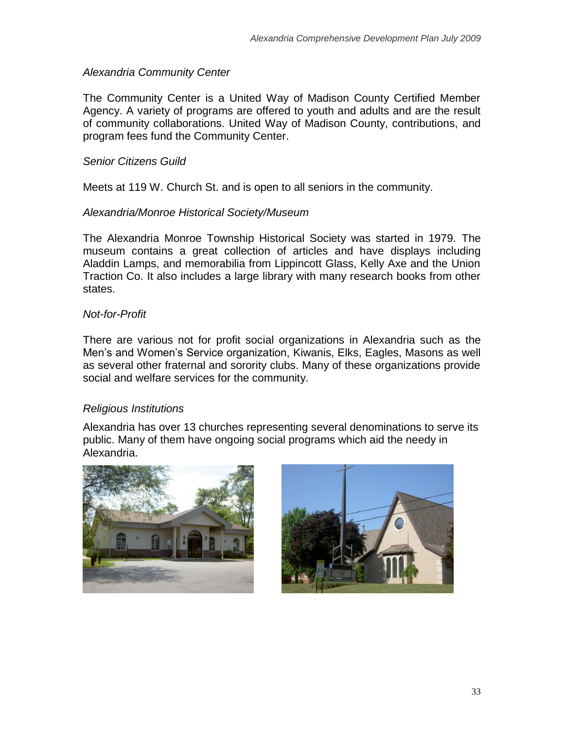*Alexandria Community Center*

The Community Center is a United Way of Madison County Certified Member Agency. A variety of programs are offered to youth and adults and are the result of community collaborations. United Way of Madison County, contributions, and program fees fund the Community Center.

*Senior Citizens Guild*

Meets at 119 W. Church St. and is open to all seniors in the community.

*Alexandria/Monroe Historical Society/Museum*

The Alexandria Monroe Township Historical Society was started in 1979. The museum contains a great collection of articles and have displays including Aladdin Lamps, and memorabilia from Lippincott Glass, Kelly Axe and the Union Traction Co. It also includes a large library with many research books from other states.

*Not-for-Profit*

There are various not for profit social organizations in Alexandria such as the Men's and Women's Service organization, Kiwanis, Elks, Eagles, Masons as well as several other fraternal and sorority clubs. Many of these organizations provide social and welfare services for the community.

*Religious Institutions*

Alexandria has over 13 churches representing several denominations to serve its public. Many of them have ongoing social programs which aid the needy in Alexandria.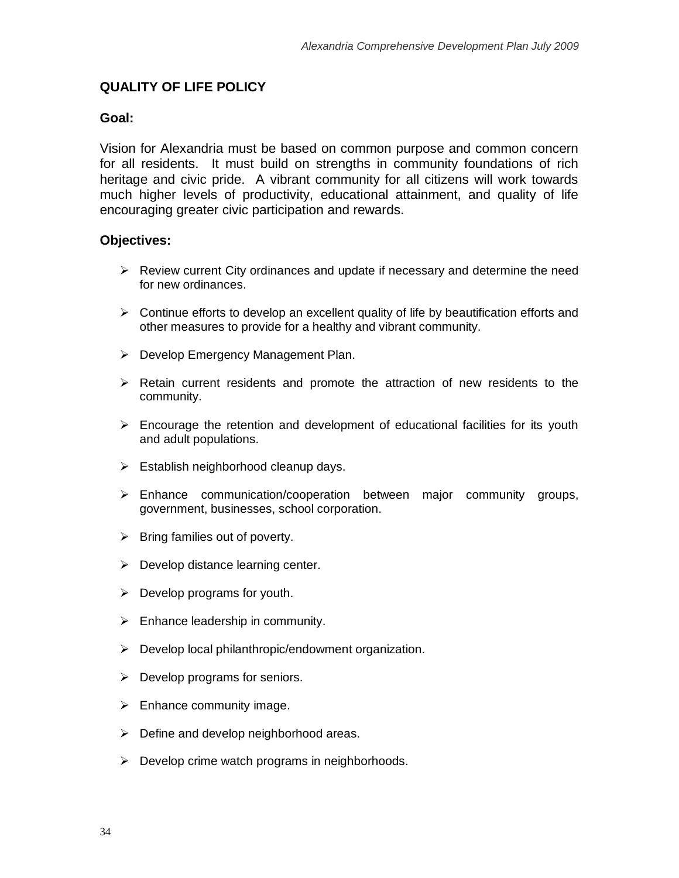## QUALITY OF LIFE POLICY

### Goal:

Vision for Alexandria must be based on common purpose and common concern for all residents. It must build on strengths in community foundations of rich heritage and civic pride. A vibrant community for all citizens will work towards much higher levels of productivity, educational attainment, and quality of life encouraging greater civic participation and rewards.

### Objectives:

- Review current City ordinances and update if necessary and determine the need for new ordinances.
- Continue efforts to develop an excellent quality of life by beautification efforts and other measures to provide for a healthy and vibrant community.
- Develop Emergency Management Plan.
- Retain current residents and promote the attraction of new residents to the community.
- Encourage the retention and development of educational facilities for its youth and adult populations.
- Establish neighborhood cleanup days.
- Enhance communication/cooperation between major community groups, government, businesses, school corporation.
- Bring families out of poverty.
- Develop distance learning center.
- Develop programs for youth.
- Enhance leadership in community.
- Develop local philanthropic/endowment organization.
- Develop programs for seniors.
- Enhance community image.
- Define and develop neighborhood areas.
- Develop crime watch programs in neighborhoods.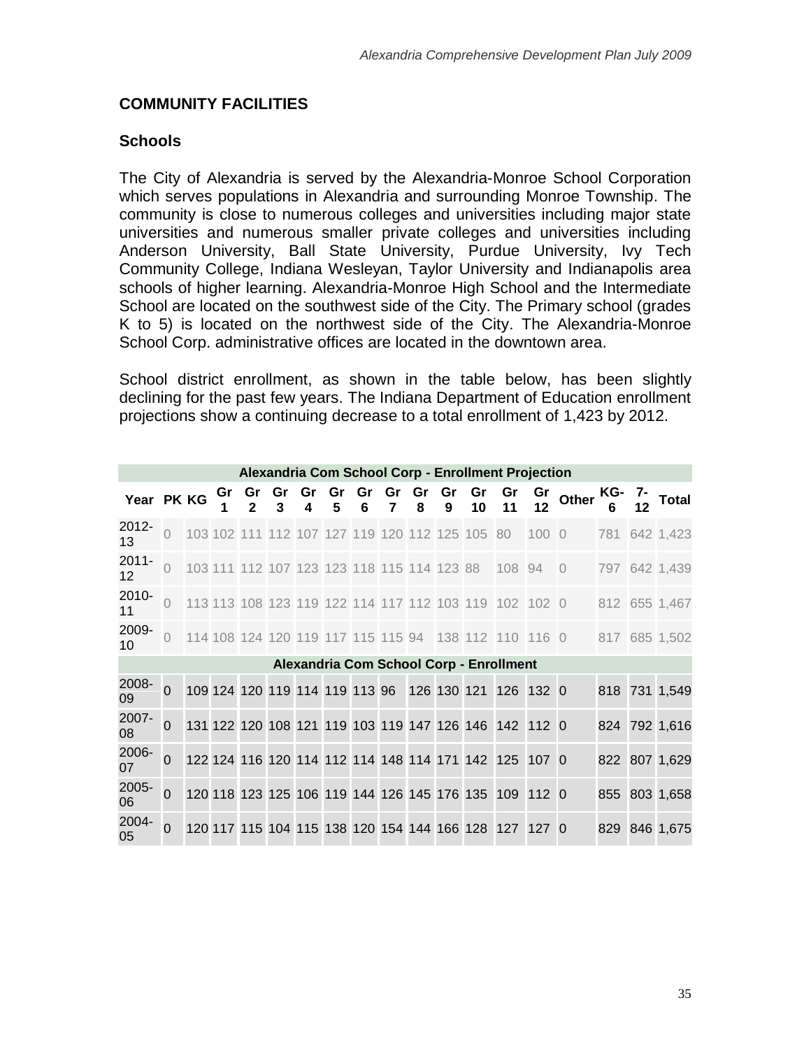## COMMUNITY FACILITIES

### Schools

The City of Alexandria is served by the Alexandria-Monroe School Corporation which serves populations in Alexandria and surrounding Monroe Township. The community is close to numerous colleges and universities including major state universities and numerous smaller private colleges and universities including Anderson University, Ball State University, Purdue University, Ivy Tech Community College, Indiana Wesleyan, Taylor University and Indianapolis area schools of higher learning. Alexandria-Monroe High School and the Intermediate School are located on the southwest side of the City. The Primary school (grades K to 5) is located on the northwest side of the City. The Alexandria-Monroe School Corp. administrative offices are located in the downtown area.

School district enrollment, as shown in the table below, has been slightly declining for the past few years. The Indiana Department of Education enrollment projections show a continuing decrease to a total enrollment of 1,423 by 2012.

| Alexandria Com School Corp - Enrollment Projection | | | | | | | | | | | | | | | | | | |
|---|---|---|---|---|---|---|---|---|---|---|---|---|---|---|---|---|---|---|
| **Year** | **PK** | **KG** | **Gr 1** | **Gr 2** | **Gr 3** | **Gr 4** | **Gr 5** | **Gr 6** | **Gr 7** | **Gr 8** | **Gr 9** | **Gr 10** | **Gr 11** | **Gr 12** | **Other** | **KG-6** | **7-12** | **Total** |
| 2012-13 | 0 | 103 | 102 | 111 | 112 | 107 | 127 | 119 | 120 | 112 | 125 | 105 | 80 | 100 | 0 | 781 | 642 | 1,423 |
| 2011-12 | 0 | 103 | 111 | 112 | 107 | 123 | 123 | 118 | 115 | 114 | 123 | 88 | 108 | 94 | 0 | 797 | 642 | 1,439 |
| 2010-11 | 0 | 113 | 113 | 108 | 123 | 119 | 122 | 114 | 117 | 112 | 103 | 119 | 102 | 102 | 0 | 812 | 655 | 1,467 |
| 2009-10 | 0 | 114 | 108 | 124 | 120 | 119 | 117 | 115 | 115 | 94 | 138 | 112 | 110 | 116 | 0 | 817 | 685 | 1,502 |
| **Alexandria Com School Corp - Enrollment** | | | | | | | | | | | | | | | | | | |
| 2008-09 | 0 | 109 | 124 | 120 | 119 | 114 | 119 | 113 | 96 | 126 | 130 | 121 | 126 | 132 | 0 | 818 | 731 | 1,549 |
| 2007-08 | 0 | 131 | 122 | 120 | 108 | 121 | 119 | 103 | 119 | 147 | 126 | 146 | 142 | 112 | 0 | 824 | 792 | 1,616 |
| 2006-07 | 0 | 122 | 124 | 116 | 120 | 114 | 112 | 114 | 148 | 114 | 171 | 142 | 125 | 107 | 0 | 822 | 807 | 1,629 |
| 2005-06 | 0 | 120 | 118 | 123 | 125 | 106 | 119 | 144 | 126 | 145 | 176 | 135 | 109 | 112 | 0 | 855 | 803 | 1,658 |
| 2004-05 | 0 | 120 | 117 | 115 | 104 | 115 | 138 | 120 | 154 | 144 | 166 | 128 | 127 | 127 | 0 | 829 | 846 | 1,675 |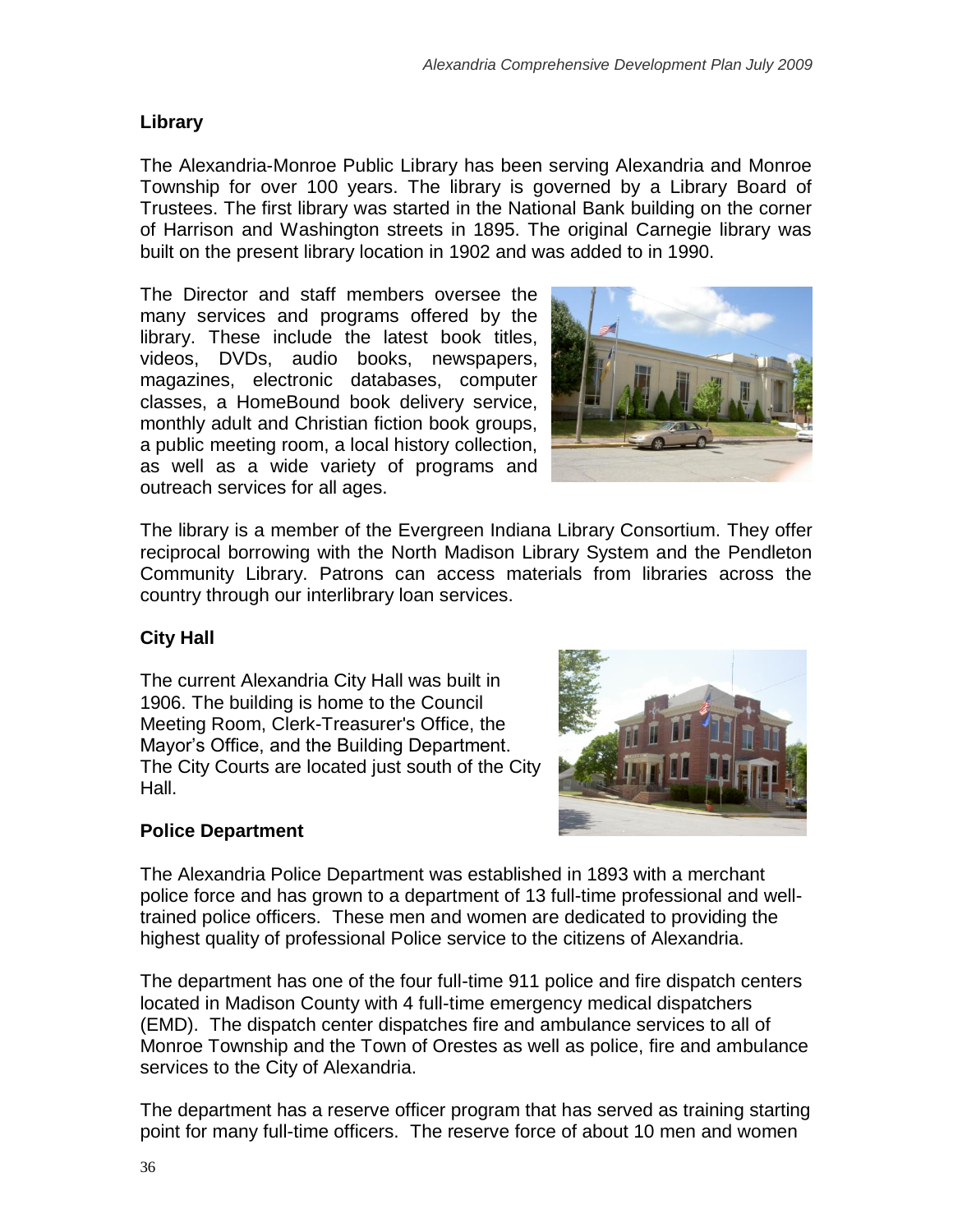## Library

The Alexandria-Monroe Public Library has been serving Alexandria and Monroe Township for over 100 years. The library is governed by a Library Board of Trustees. The first library was started in the National Bank building on the corner of Harrison and Washington streets in 1895. The original Carnegie library was built on the present library location in 1902 and was added to in 1990.

The Director and staff members oversee the many services and programs offered by the library. These include the latest book titles, videos, DVDs, audio books, newspapers, magazines, electronic databases, computer classes, a HomeBound book delivery service, monthly adult and Christian fiction book groups, a public meeting room, a local history collection, as well as a wide variety of programs and outreach services for all ages.

The library is a member of the Evergreen Indiana Library Consortium. They offer reciprocal borrowing with the North Madison Library System and the Pendleton Community Library. Patrons can access materials from libraries across the country through our interlibrary loan services.

## City Hall

The current Alexandria City Hall was built in 1906. The building is home to the Council Meeting Room, Clerk-Treasurer's Office, the Mayor's Office, and the Building Department. The City Courts are located just south of the City Hall.

## Police Department

The Alexandria Police Department was established in 1893 with a merchant police force and has grown to a department of 13 full-time professional and well-trained police officers. These men and women are dedicated to providing the highest quality of professional Police service to the citizens of Alexandria.

The department has one of the four full-time 911 police and fire dispatch centers located in Madison County with 4 full-time emergency medical dispatchers (EMD). The dispatch center dispatches fire and ambulance services to all of Monroe Township and the Town of Orestes as well as police, fire and ambulance services to the City of Alexandria.

The department has a reserve officer program that has served as training starting point for many full-time officers. The reserve force of about 10 men and women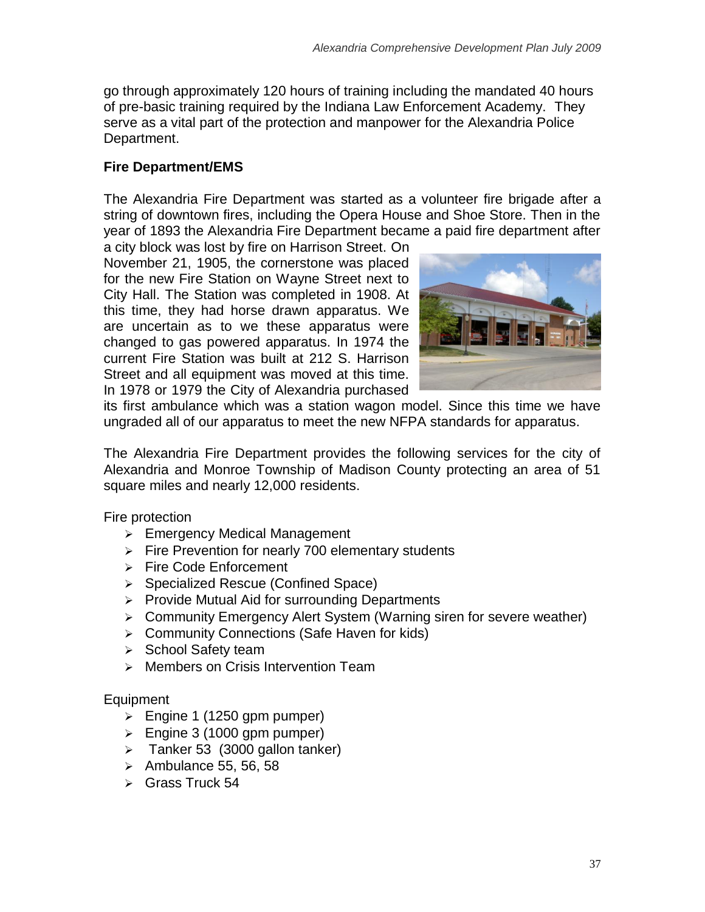go through approximately 120 hours of training including the mandated 40 hours of pre-basic training required by the Indiana Law Enforcement Academy. They serve as a vital part of the protection and manpower for the Alexandria Police Department.

**Fire Department/EMS**

The Alexandria Fire Department was started as a volunteer fire brigade after a string of downtown fires, including the Opera House and Shoe Store. Then in the year of 1893 the Alexandria Fire Department became a paid fire department after a city block was lost by fire on Harrison Street. On November 21, 1905, the cornerstone was placed for the new Fire Station on Wayne Street next to City Hall. The Station was completed in 1908. At this time, they had horse drawn apparatus. We are uncertain as to we these apparatus were changed to gas powered apparatus. In 1974 the current Fire Station was built at 212 S. Harrison Street and all equipment was moved at this time. In 1978 or 1979 the City of Alexandria purchased its first ambulance which was a station wagon model. Since this time we have ungraded all of our apparatus to meet the new NFPA standards for apparatus.

The Alexandria Fire Department provides the following services for the city of Alexandria and Monroe Township of Madison County protecting an area of 51 square miles and nearly 12,000 residents.

Fire protection

- Emergency Medical Management
- Fire Prevention for nearly 700 elementary students
- Fire Code Enforcement
- Specialized Rescue (Confined Space)
- Provide Mutual Aid for surrounding Departments
- Community Emergency Alert System (Warning siren for severe weather)
- Community Connections (Safe Haven for kids)
- School Safety team
- Members on Crisis Intervention Team

Equipment

- Engine 1 (1250 gpm pumper)
- Engine 3 (1000 gpm pumper)
- Tanker 53 (3000 gallon tanker)
- Ambulance 55, 56, 58
- Grass Truck 54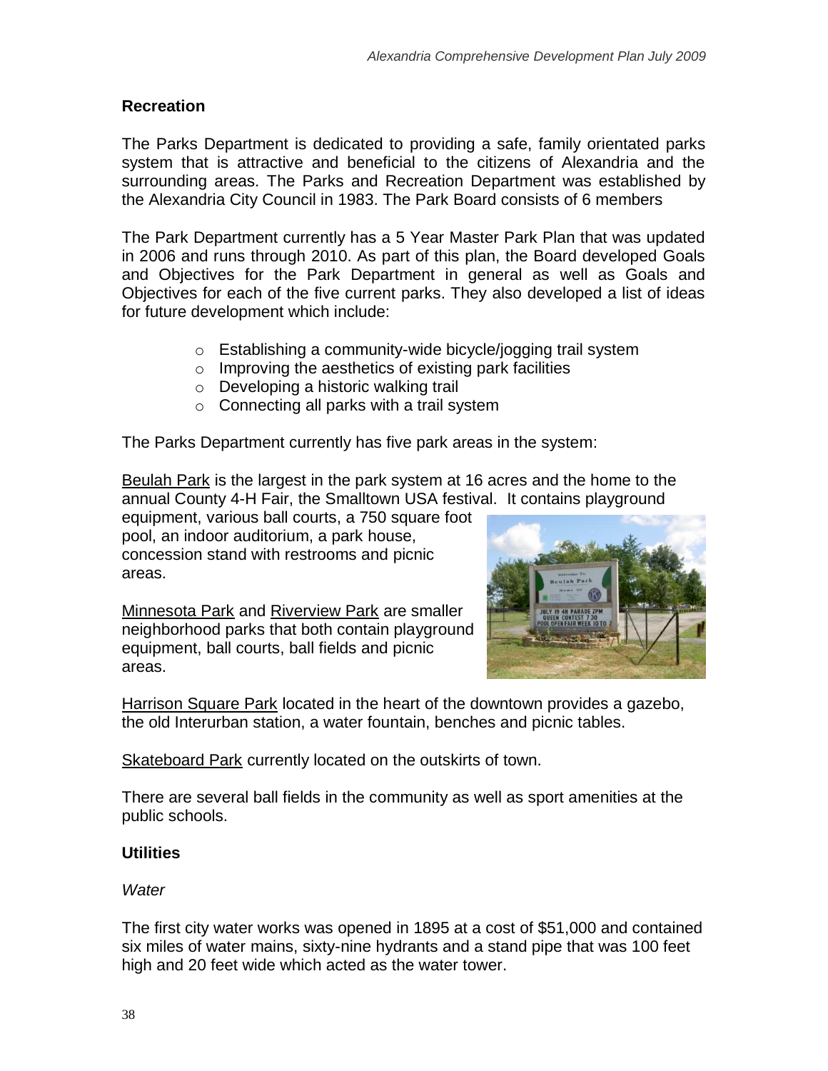## Recreation

The Parks Department is dedicated to providing a safe, family orientated parks system that is attractive and beneficial to the citizens of Alexandria and the surrounding areas. The Parks and Recreation Department was established by the Alexandria City Council in 1983. The Park Board consists of 6 members

The Park Department currently has a 5 Year Master Park Plan that was updated in 2006 and runs through 2010. As part of this plan, the Board developed Goals and Objectives for the Park Department in general as well as Goals and Objectives for each of the five current parks. They also developed a list of ideas for future development which include:

- Establishing a community-wide bicycle/jogging trail system
- Improving the aesthetics of existing park facilities
- Developing a historic walking trail
- Connecting all parks with a trail system

The Parks Department currently has five park areas in the system:

Beulah Park is the largest in the park system at 16 acres and the home to the annual County 4-H Fair, the Smalltown USA festival. It contains playground equipment, various ball courts, a 750 square foot pool, an indoor auditorium, a park house, concession stand with restrooms and picnic areas.

Minnesota Park and Riverview Park are smaller neighborhood parks that both contain playground equipment, ball courts, ball fields and picnic areas.

Harrison Square Park located in the heart of the downtown provides a gazebo, the old Interurban station, a water fountain, benches and picnic tables.

Skateboard Park currently located on the outskirts of town.

There are several ball fields in the community as well as sport amenities at the public schools.

## Utilities

### *Water*

The first city water works was opened in 1895 at a cost of $51,000 and contained six miles of water mains, sixty-nine hydrants and a stand pipe that was 100 feet high and 20 feet wide which acted as the water tower.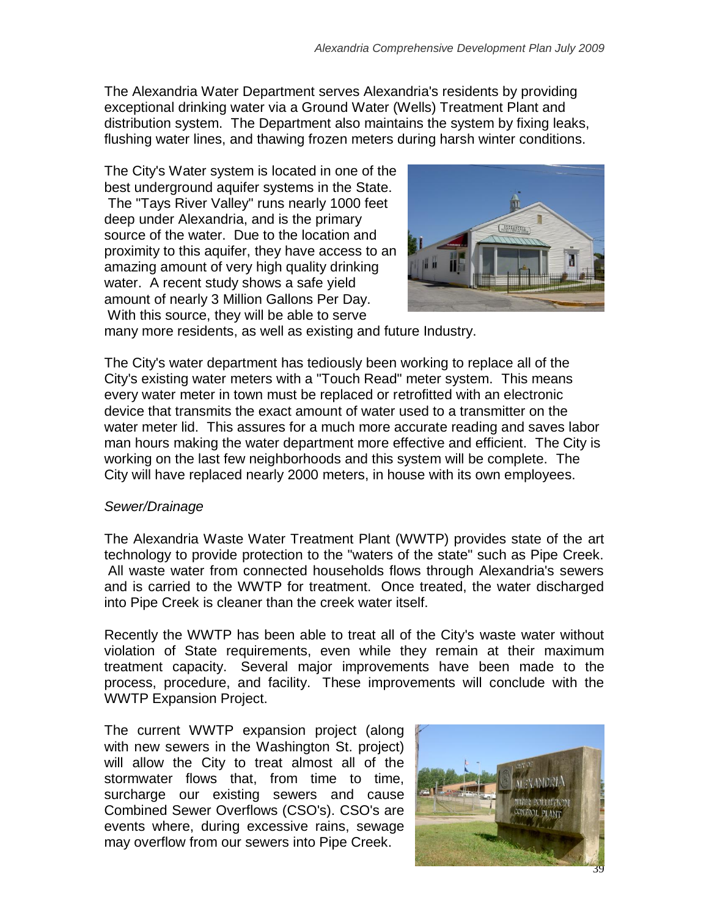The Alexandria Water Department serves Alexandria's residents by providing exceptional drinking water via a Ground Water (Wells) Treatment Plant and distribution system. The Department also maintains the system by fixing leaks, flushing water lines, and thawing frozen meters during harsh winter conditions.

The City's Water system is located in one of the best underground aquifer systems in the State. The "Tays River Valley" runs nearly 1000 feet deep under Alexandria, and is the primary source of the water. Due to the location and proximity to this aquifer, they have access to an amazing amount of very high quality drinking water. A recent study shows a safe yield amount of nearly 3 Million Gallons Per Day. With this source, they will be able to serve many more residents, as well as existing and future Industry.

The City's water department has tediously been working to replace all of the City's existing water meters with a "Touch Read" meter system. This means every water meter in town must be replaced or retrofitted with an electronic device that transmits the exact amount of water used to a transmitter on the water meter lid. This assures for a much more accurate reading and saves labor man hours making the water department more effective and efficient. The City is working on the last few neighborhoods and this system will be complete. The City will have replaced nearly 2000 meters, in house with its own employees.

*Sewer/Drainage*

The Alexandria Waste Water Treatment Plant (WWTP) provides state of the art technology to provide protection to the "waters of the state" such as Pipe Creek. All waste water from connected households flows through Alexandria's sewers and is carried to the WWTP for treatment. Once treated, the water discharged into Pipe Creek is cleaner than the creek water itself.

Recently the WWTP has been able to treat all of the City's waste water without violation of State requirements, even while they remain at their maximum treatment capacity. Several major improvements have been made to the process, procedure, and facility. These improvements will conclude with the WWTP Expansion Project.

The current WWTP expansion project (along with new sewers in the Washington St. project) will allow the City to treat almost all of the stormwater flows that, from time to time, surcharge our existing sewers and cause Combined Sewer Overflows (CSO's). CSO's are events where, during excessive rains, sewage may overflow from our sewers into Pipe Creek.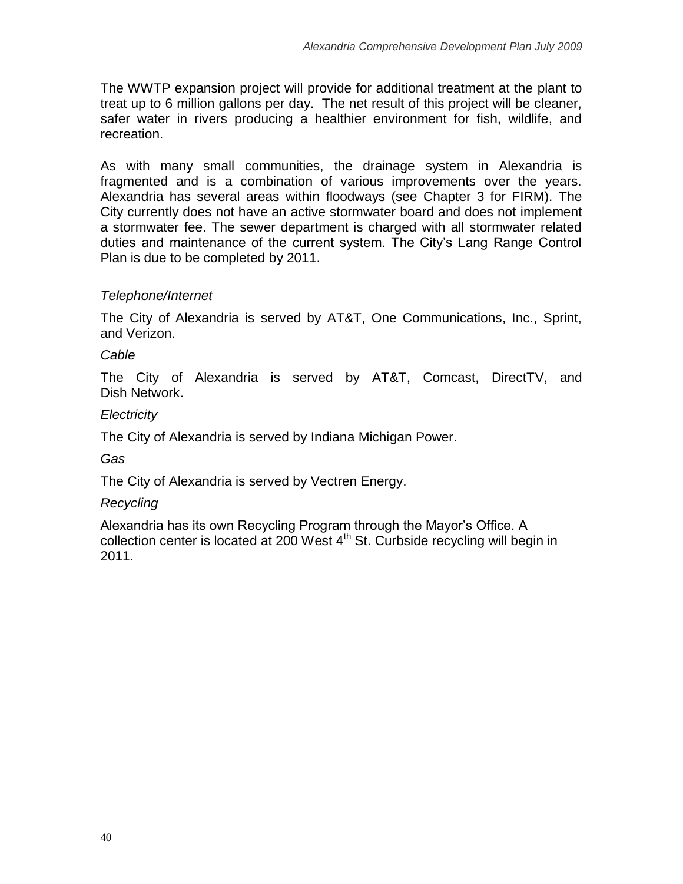The WWTP expansion project will provide for additional treatment at the plant to treat up to 6 million gallons per day. The net result of this project will be cleaner, safer water in rivers producing a healthier environment for fish, wildlife, and recreation.

As with many small communities, the drainage system in Alexandria is fragmented and is a combination of various improvements over the years. Alexandria has several areas within floodways (see Chapter 3 for FIRM). The City currently does not have an active stormwater board and does not implement a stormwater fee. The sewer department is charged with all stormwater related duties and maintenance of the current system. The City's Lang Range Control Plan is due to be completed by 2011.

*Telephone/Internet*

The City of Alexandria is served by AT&T, One Communications, Inc., Sprint, and Verizon.

*Cable*

The City of Alexandria is served by AT&T, Comcast, DirectTV, and Dish Network.

*Electricity*

The City of Alexandria is served by Indiana Michigan Power.

*Gas*

The City of Alexandria is served by Vectren Energy.

*Recycling*

Alexandria has its own Recycling Program through the Mayor's Office. A collection center is located at 200 West 4th St. Curbside recycling will begin in 2011.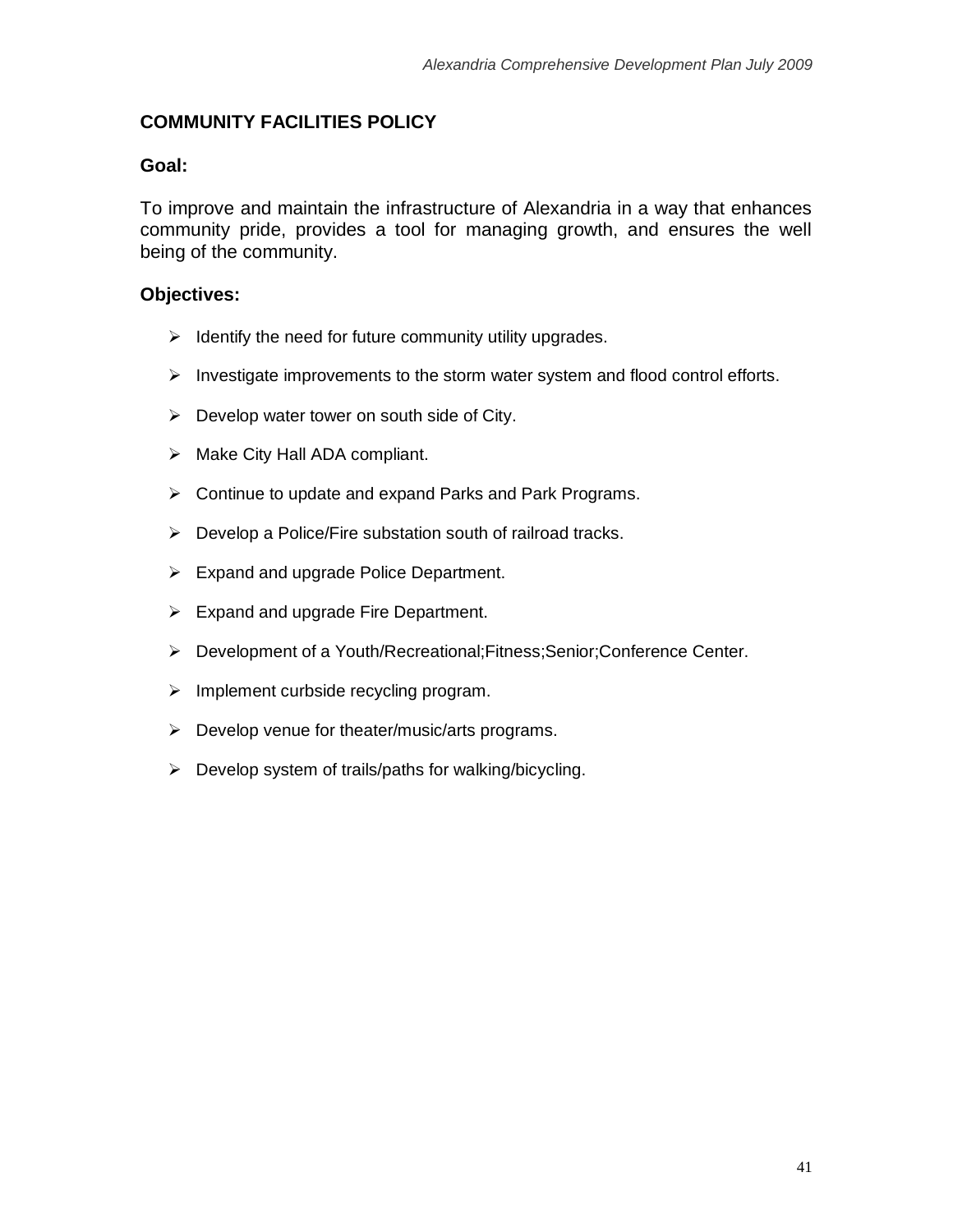## COMMUNITY FACILITIES POLICY

### Goal:

To improve and maintain the infrastructure of Alexandria in a way that enhances community pride, provides a tool for managing growth, and ensures the well being of the community.

### Objectives:

- Identify the need for future community utility upgrades.
- Investigate improvements to the storm water system and flood control efforts.
- Develop water tower on south side of City.
- Make City Hall ADA compliant.
- Continue to update and expand Parks and Park Programs.
- Develop a Police/Fire substation south of railroad tracks.
- Expand and upgrade Police Department.
- Expand and upgrade Fire Department.
- Development of a Youth/Recreational;Fitness;Senior;Conference Center.
- Implement curbside recycling program.
- Develop venue for theater/music/arts programs.
- Develop system of trails/paths for walking/bicycling.